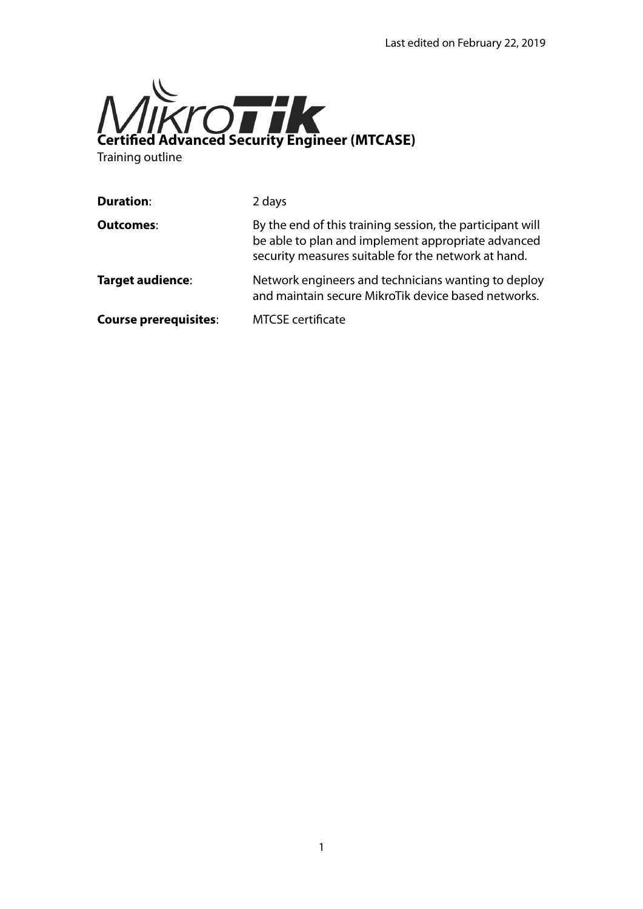Last edited on February 22, 2019

# Certified Advanced Security Engineer (MTCASE)

Training outline

| | |
|---|---|
| **Duration**: | 2 days |
| **Outcomes**: | By the end of this training session, the participant will be able to plan and implement appropriate advanced security measures suitable for the network at hand. |
| **Target audience**: | Network engineers and technicians wanting to deploy and maintain secure MikroTik device based networks. |
| **Course prerequisites**: | MTCSE certificate |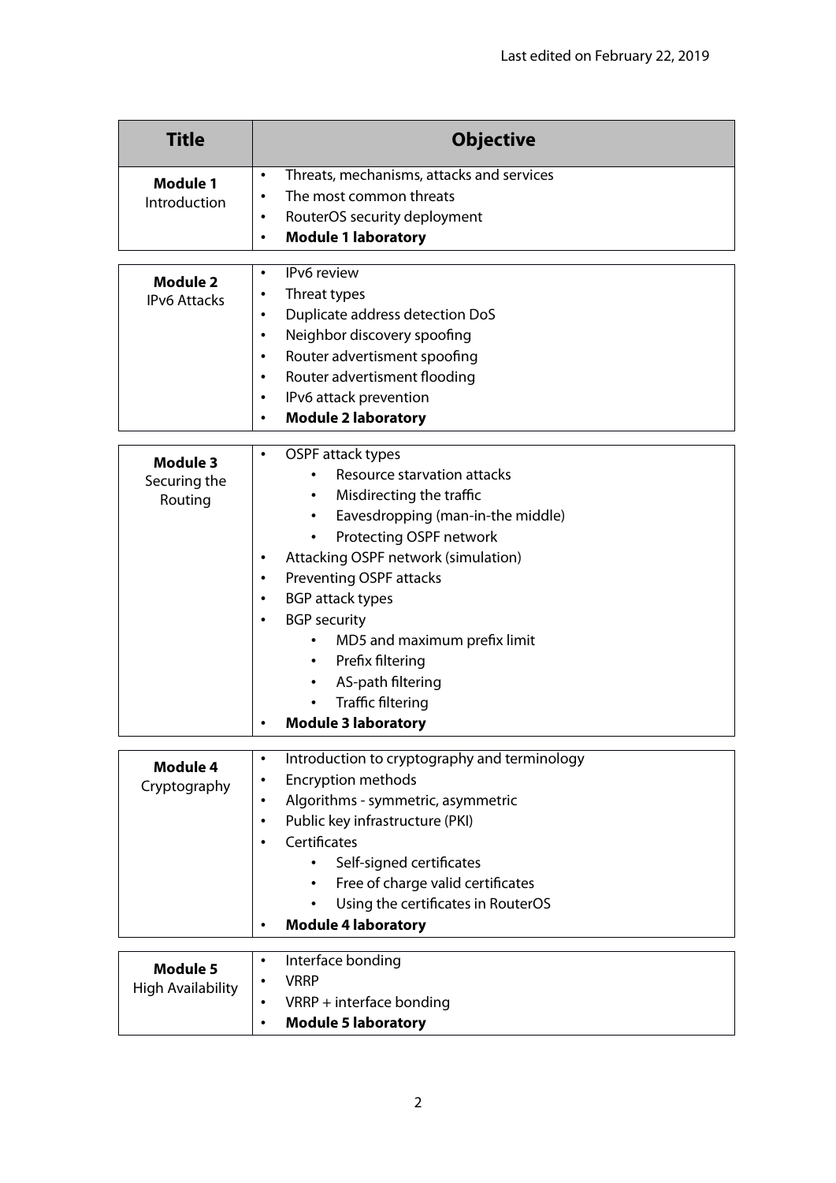Last edited on February 22, 2019

| Title | Objective |
|---|---|
| **Module 1** Introduction | • Threats, mechanisms, attacks and services<br>• The most common threats<br>• RouterOS security deployment<br>• **Module 1 laboratory** |
| **Module 2** IPv6 Attacks | • IPv6 review<br>• Threat types<br>• Duplicate address detection DoS<br>• Neighbor discovery spoofing<br>• Router advertisment spoofing<br>• Router advertisment flooding<br>• IPv6 attack prevention<br>• **Module 2 laboratory** |
| **Module 3** Securing the Routing | • OSPF attack types<br>&nbsp;&nbsp;&nbsp;&nbsp;• Resource starvation attacks<br>&nbsp;&nbsp;&nbsp;&nbsp;• Misdirecting the traffic<br>&nbsp;&nbsp;&nbsp;&nbsp;• Eavesdropping (man-in-the middle)<br>&nbsp;&nbsp;&nbsp;&nbsp;• Protecting OSPF network<br>• Attacking OSPF network (simulation)<br>• Preventing OSPF attacks<br>• BGP attack types<br>• BGP security<br>&nbsp;&nbsp;&nbsp;&nbsp;• MD5 and maximum prefix limit<br>&nbsp;&nbsp;&nbsp;&nbsp;• Prefix filtering<br>&nbsp;&nbsp;&nbsp;&nbsp;• AS-path filtering<br>&nbsp;&nbsp;&nbsp;&nbsp;• Traffic filtering<br>• **Module 3 laboratory** |
| **Module 4** Cryptography | • Introduction to cryptography and terminology<br>• Encryption methods<br>• Algorithms - symmetric, asymmetric<br>• Public key infrastructure (PKI)<br>• Certificates<br>&nbsp;&nbsp;&nbsp;&nbsp;• Self-signed certificates<br>&nbsp;&nbsp;&nbsp;&nbsp;• Free of charge valid certificates<br>&nbsp;&nbsp;&nbsp;&nbsp;• Using the certificates in RouterOS<br>• **Module 4 laboratory** |
| **Module 5** High Availability | • Interface bonding<br>• VRRP<br>• VRRP + interface bonding<br>• **Module 5 laboratory** |